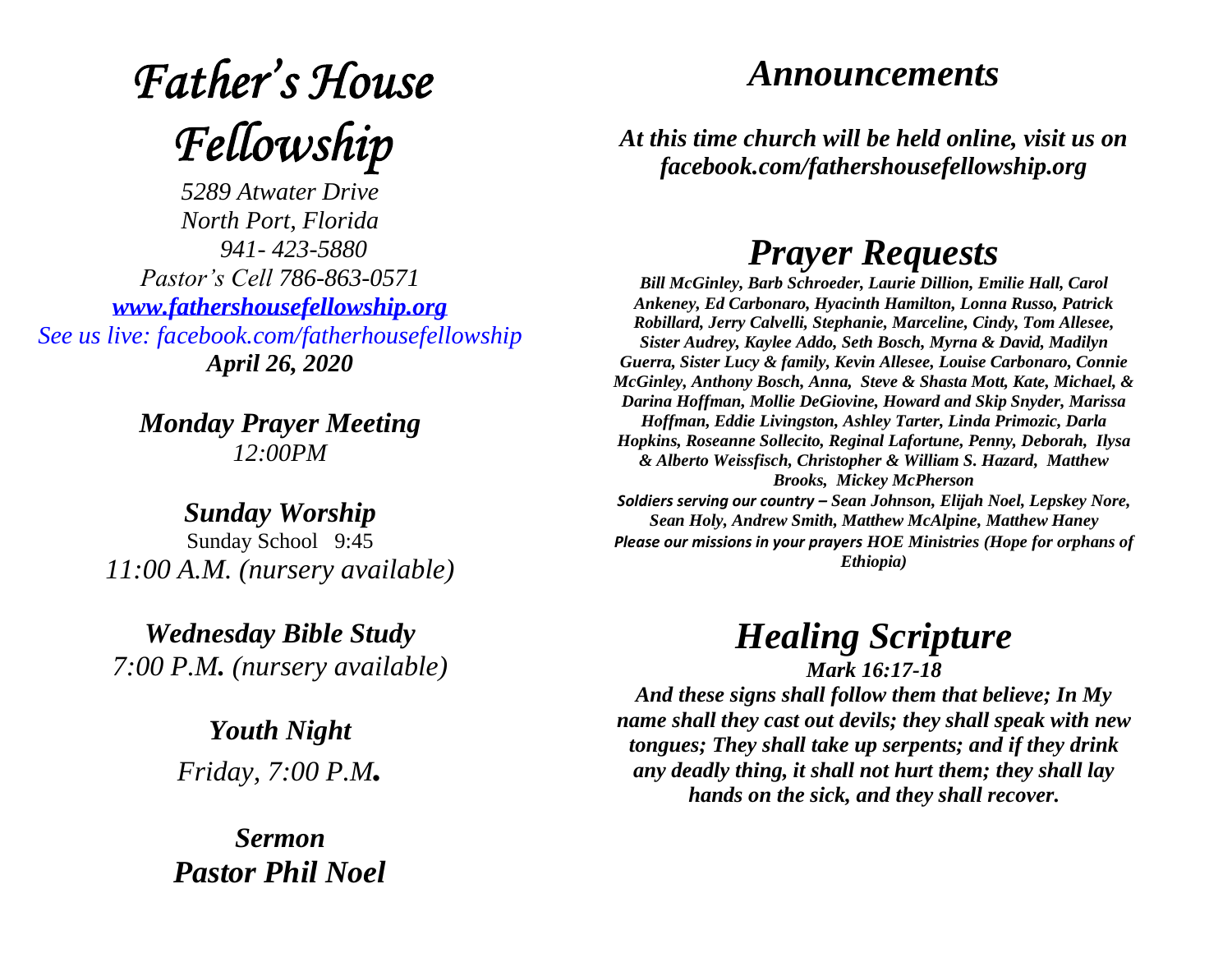# *Father's House Fellowship*

*5289 Atwater Drive*
*North Port, Florida*
*941- 423-5880*
*Pastor's Cell 786-863-0571*
*[www.fathershousefellowship.org](http://www.fathershousefellowship.org)*
*See us live: facebook.com/fatherhousefellowship*
***April 26, 2020***

***Monday Prayer Meeting***
*12:00PM*

***Sunday Worship***
Sunday School 9:45
*11:00 A.M. (nursery available)*

***Wednesday Bible Study***
*7:00 P.M. (nursery available)*

***Youth Night***
*Friday, 7:00 P.M.*

***Sermon***
***Pastor Phil Noel***

## *Announcements*

***At this time church will be held online, visit us on facebook.com/fathershousefellowship.org***

## *Prayer Requests*

***Bill McGinley, Barb Schroeder, Laurie Dillion, Emilie Hall, Carol Ankeney, Ed Carbonaro, Hyacinth Hamilton, Lonna Russo, Patrick Robillard, Jerry Calvelli, Stephanie, Marceline, Cindy, Tom Allesee, Sister Audrey, Kaylee Addo, Seth Bosch, Myrna & David, Madilyn Guerra, Sister Lucy & family, Kevin Allesee, Louise Carbonaro, Connie McGinley, Anthony Bosch, Anna, Steve & Shasta Mott, Kate, Michael, & Darina Hoffman, Mollie DeGiovine, Howard and Skip Snyder, Marissa Hoffman, Eddie Livingston, Ashley Tarter, Linda Primozic, Darla Hopkins, Roseanne Sollecito, Reginal Lafortune, Penny, Deborah, Ilysa & Alberto Weissfisch, Christopher & William S. Hazard, Matthew Brooks, Mickey McPherson***

***Soldiers serving our country – Sean Johnson, Elijah Noel, Lepskey Nore, Sean Holy, Andrew Smith, Matthew McAlpine, Matthew Haney***

***Please our missions in your prayers HOE Ministries (Hope for orphans of Ethiopia)***

## *Healing Scripture*

***Mark 16:17-18***

***And these signs shall follow them that believe; In My name shall they cast out devils; they shall speak with new tongues; They shall take up serpents; and if they drink any deadly thing, it shall not hurt them; they shall lay hands on the sick, and they shall recover.***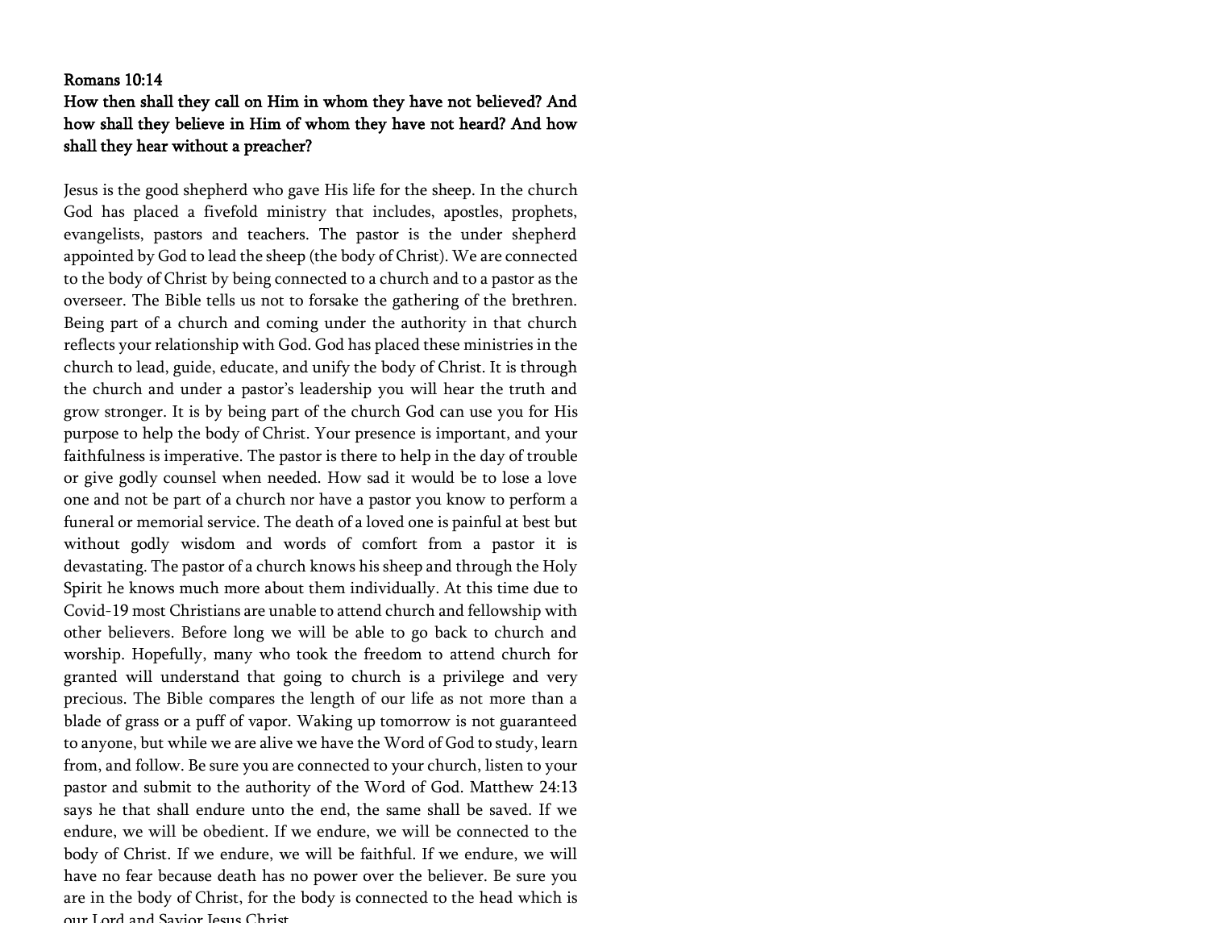**Romans 10:14**
**How then shall they call on Him in whom they have not believed? And how shall they believe in Him of whom they have not heard? And how shall they hear without a preacher?**

Jesus is the good shepherd who gave His life for the sheep. In the church God has placed a fivefold ministry that includes, apostles, prophets, evangelists, pastors and teachers. The pastor is the under shepherd appointed by God to lead the sheep (the body of Christ). We are connected to the body of Christ by being connected to a church and to a pastor as the overseer. The Bible tells us not to forsake the gathering of the brethren. Being part of a church and coming under the authority in that church reflects your relationship with God. God has placed these ministries in the church to lead, guide, educate, and unify the body of Christ. It is through the church and under a pastor's leadership you will hear the truth and grow stronger. It is by being part of the church God can use you for His purpose to help the body of Christ. Your presence is important, and your faithfulness is imperative. The pastor is there to help in the day of trouble or give godly counsel when needed. How sad it would be to lose a love one and not be part of a church nor have a pastor you know to perform a funeral or memorial service. The death of a loved one is painful at best but without godly wisdom and words of comfort from a pastor it is devastating. The pastor of a church knows his sheep and through the Holy Spirit he knows much more about them individually. At this time due to Covid-19 most Christians are unable to attend church and fellowship with other believers. Before long we will be able to go back to church and worship. Hopefully, many who took the freedom to attend church for granted will understand that going to church is a privilege and very precious. The Bible compares the length of our life as not more than a blade of grass or a puff of vapor. Waking up tomorrow is not guaranteed to anyone, but while we are alive we have the Word of God to study, learn from, and follow. Be sure you are connected to your church, listen to your pastor and submit to the authority of the Word of God. Matthew 24:13 says he that shall endure unto the end, the same shall be saved. If we endure, we will be obedient. If we endure, we will be connected to the body of Christ. If we endure, we will be faithful. If we endure, we will have no fear because death has no power over the believer. Be sure you are in the body of Christ, for the body is connected to the head which is our Lord and Savior Jesus Christ.